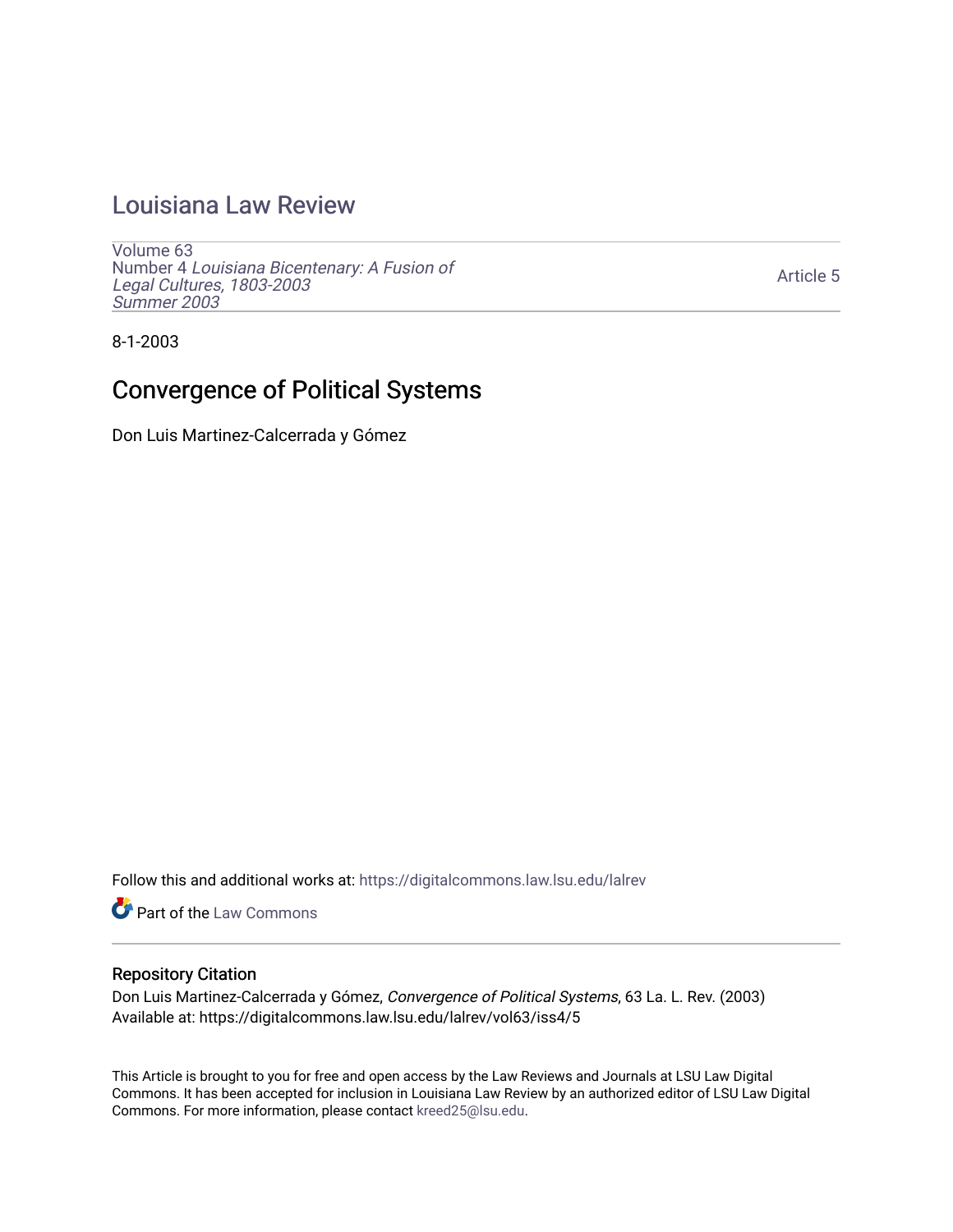# Louisiana Law Review

Volume 63
Number 4 *Louisiana Bicentenary: A Fusion of Legal Cultures, 1803-2003*
*Summer 2003*

Article 5

8-1-2003

## Convergence of Political Systems

Don Luis Martinez-Calcerrada y Gómez

Follow this and additional works at: https://digitalcommons.law.lsu.edu/lalrev

Part of the Law Commons

### Repository Citation

Don Luis Martinez-Calcerrada y Gómez, *Convergence of Political Systems*, 63 La. L. Rev. (2003)
Available at: https://digitalcommons.law.lsu.edu/lalrev/vol63/iss4/5

This Article is brought to you for free and open access by the Law Reviews and Journals at LSU Law Digital Commons. It has been accepted for inclusion in Louisiana Law Review by an authorized editor of LSU Law Digital Commons. For more information, please contact kreed25@lsu.edu.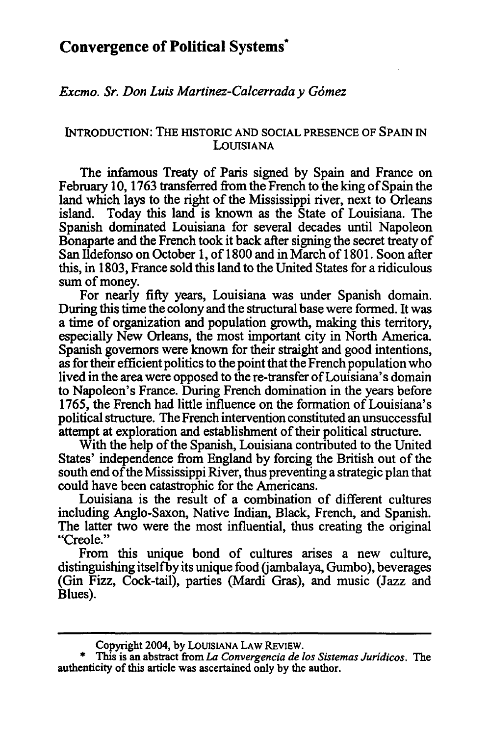# Convergence of Political Systems*

*Excmo. Sr. Don Luis Martinez-Calcerrada y Gómez*

## INTRODUCTION: THE HISTORIC AND SOCIAL PRESENCE OF SPAIN IN LOUISIANA

The infamous Treaty of Paris signed by Spain and France on February 10, 1763 transferred from the French to the king of Spain the land which lays to the right of the Mississippi river, next to Orleans island. Today this land is known as the State of Louisiana. The Spanish dominated Louisiana for several decades until Napoleon Bonaparte and the French took it back after signing the secret treaty of San Ildefonso on October 1, of 1800 and in March of 1801. Soon after this, in 1803, France sold this land to the United States for a ridiculous sum of money.

For nearly fifty years, Louisiana was under Spanish domain. During this time the colony and the structural base were formed. It was a time of organization and population growth, making this territory, especially New Orleans, the most important city in North America. Spanish governors were known for their straight and good intentions, as for their efficient politics to the point that the French population who lived in the area were opposed to the re-transfer of Louisiana's domain to Napoleon's France. During French domination in the years before 1765, the French had little influence on the formation of Louisiana's political structure. The French intervention constituted an unsuccessful attempt at exploration and establishment of their political structure.

With the help of the Spanish, Louisiana contributed to the United States' independence from England by forcing the British out of the south end of the Mississippi River, thus preventing a strategic plan that could have been catastrophic for the Americans.

Louisiana is the result of a combination of different cultures including Anglo-Saxon, Native Indian, Black, French, and Spanish. The latter two were the most influential, thus creating the original "Creole."

From this unique bond of cultures arises a new culture, distinguishing itself by its unique food (jambalaya, Gumbo), beverages (Gin Fizz, Cock-tail), parties (Mardi Gras), and music (Jazz and Blues).

---

Copyright 2004, by LOUISIANA LAW REVIEW.

\* This is an abstract from *La Convergencia de los Sistemas Jurídicos*. The authenticity of this article was ascertained only by the author.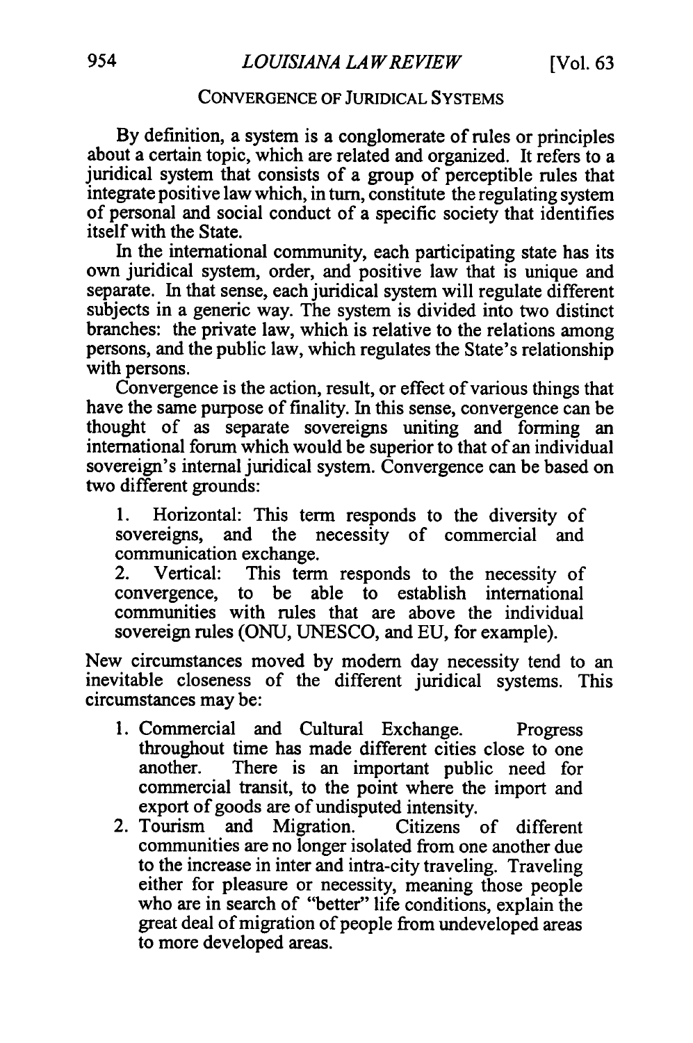## CONVERGENCE OF JURIDICAL SYSTEMS

By definition, a system is a conglomerate of rules or principles about a certain topic, which are related and organized. It refers to a juridical system that consists of a group of perceptible rules that integrate positive law which, in turn, constitute the regulating system of personal and social conduct of a specific society that identifies itself with the State.

In the international community, each participating state has its own juridical system, order, and positive law that is unique and separate. In that sense, each juridical system will regulate different subjects in a generic way. The system is divided into two distinct branches: the private law, which is relative to the relations among persons, and the public law, which regulates the State's relationship with persons.

Convergence is the action, result, or effect of various things that have the same purpose of finality. In this sense, convergence can be thought of as separate sovereigns uniting and forming an international forum which would be superior to that of an individual sovereign's internal juridical system. Convergence can be based on two different grounds:

1. Horizontal: This term responds to the diversity of sovereigns, and the necessity of commercial and communication exchange.
2. Vertical: This term responds to the necessity of convergence, to be able to establish international communities with rules that are above the individual sovereign rules (ONU, UNESCO, and EU, for example).

New circumstances moved by modern day necessity tend to an inevitable closeness of the different juridical systems. This circumstances may be:

1. Commercial and Cultural Exchange. Progress throughout time has made different cities close to one another. There is an important public need for commercial transit, to the point where the import and export of goods are of undisputed intensity.
2. Tourism and Migration. Citizens of different communities are no longer isolated from one another due to the increase in inter and intra-city traveling. Traveling either for pleasure or necessity, meaning those people who are in search of "better" life conditions, explain the great deal of migration of people from undeveloped areas to more developed areas.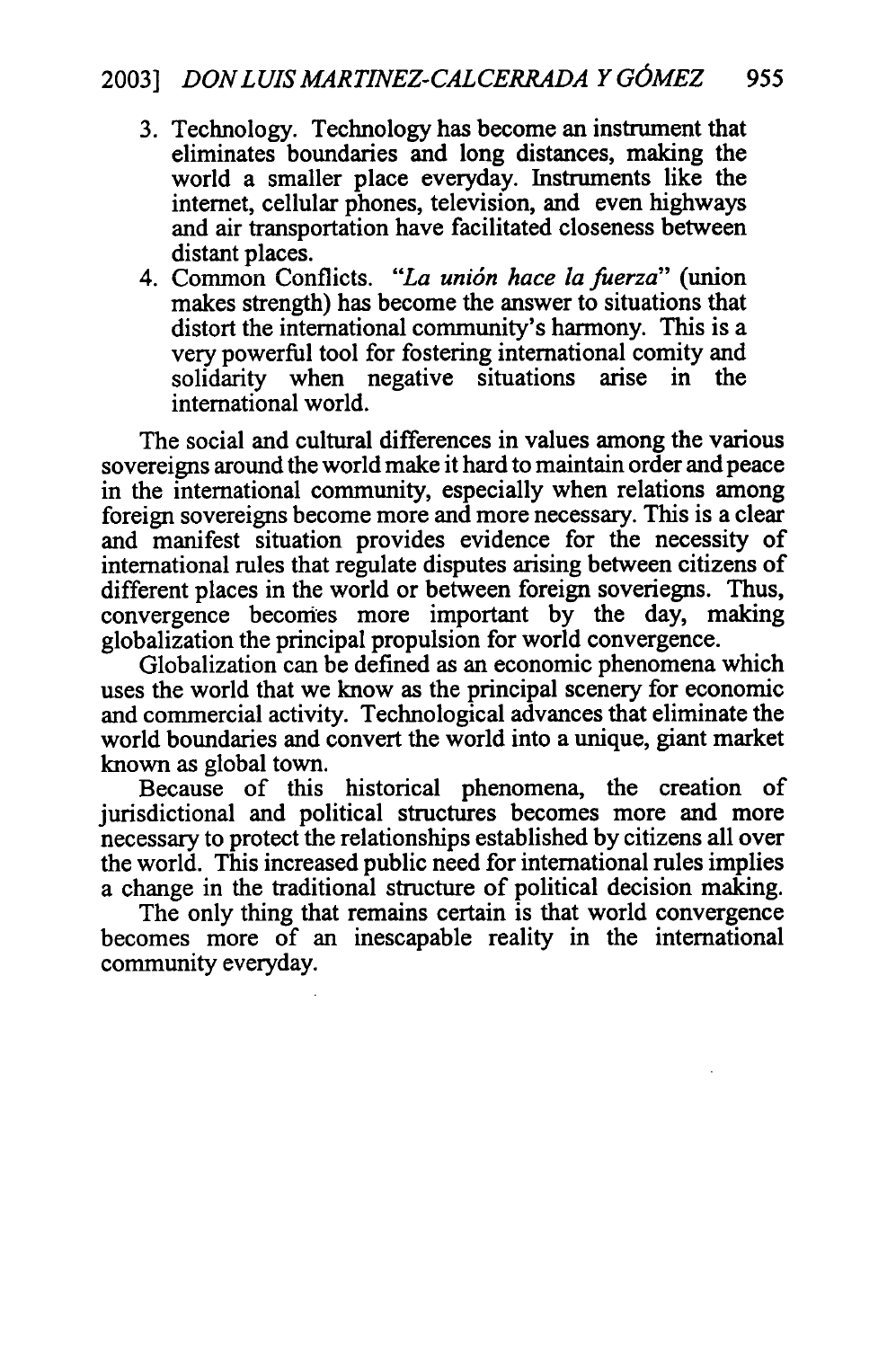3. Technology. Technology has become an instrument that eliminates boundaries and long distances, making the world a smaller place everyday. Instruments like the internet, cellular phones, television, and even highways and air transportation have facilitated closeness between distant places.
4. Common Conflicts. "*La unión hace la fuerza*" (union makes strength) has become the answer to situations that distort the international community's harmony. This is a very powerful tool for fostering international comity and solidarity when negative situations arise in the international world.

The social and cultural differences in values among the various sovereigns around the world make it hard to maintain order and peace in the international community, especially when relations among foreign sovereigns become more and more necessary. This is a clear and manifest situation provides evidence for the necessity of international rules that regulate disputes arising between citizens of different places in the world or between foreign soveriegns. Thus, convergence becomes more important by the day, making globalization the principal propulsion for world convergence.

Globalization can be defined as an economic phenomena which uses the world that we know as the principal scenery for economic and commercial activity. Technological advances that eliminate the world boundaries and convert the world into a unique, giant market known as global town.

Because of this historical phenomena, the creation of jurisdictional and political structures becomes more and more necessary to protect the relationships established by citizens all over the world. This increased public need for international rules implies a change in the traditional structure of political decision making.

The only thing that remains certain is that world convergence becomes more of an inescapable reality in the international community everyday.